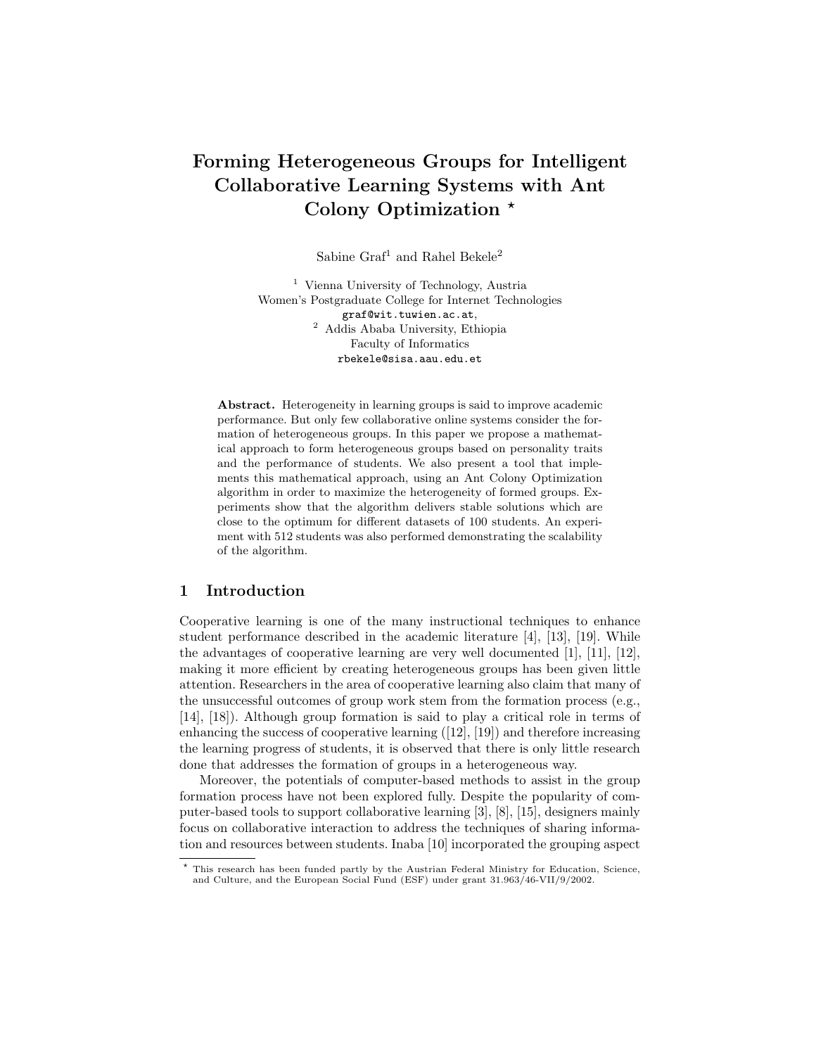# Forming Heterogeneous Groups for Intelligent Collaborative Learning Systems with Ant Colony Optimization *

Sabine Graf[1] and Rahel Bekele[2]

[1] Vienna University of Technology, Austria
Women's Postgraduate College for Internet Technologies
graf@wit.tuwien.ac.at,
[2] Addis Ababa University, Ethiopia
Faculty of Informatics
rbekele@sisa.aau.edu.et

**Abstract.** Heterogeneity in learning groups is said to improve academic performance. But only few collaborative online systems consider the formation of heterogeneous groups. In this paper we propose a mathematical approach to form heterogeneous groups based on personality traits and the performance of students. We also present a tool that implements this mathematical approach, using an Ant Colony Optimization algorithm in order to maximize the heterogeneity of formed groups. Experiments show that the algorithm delivers stable solutions which are close to the optimum for different datasets of 100 students. An experiment with 512 students was also performed demonstrating the scalability of the algorithm.

## 1 Introduction

Cooperative learning is one of the many instructional techniques to enhance student performance described in the academic literature [4], [13], [19]. While the advantages of cooperative learning are very well documented [1], [11], [12], making it more efficient by creating heterogeneous groups has been given little attention. Researchers in the area of cooperative learning also claim that many of the unsuccessful outcomes of group work stem from the formation process (e.g., [14], [18]). Although group formation is said to play a critical role in terms of enhancing the success of cooperative learning ([12], [19]) and therefore increasing the learning progress of students, it is observed that there is only little research done that addresses the formation of groups in a heterogeneous way.

Moreover, the potentials of computer-based methods to assist in the group formation process have not been explored fully. Despite the popularity of computer-based tools to support collaborative learning [3], [8], [15], designers mainly focus on collaborative interaction to address the techniques of sharing information and resources between students. Inaba [10] incorporated the grouping aspect

* This research has been funded partly by the Austrian Federal Ministry for Education, Science, and Culture, and the European Social Fund (ESF) under grant 31.963/46-VII/9/2002.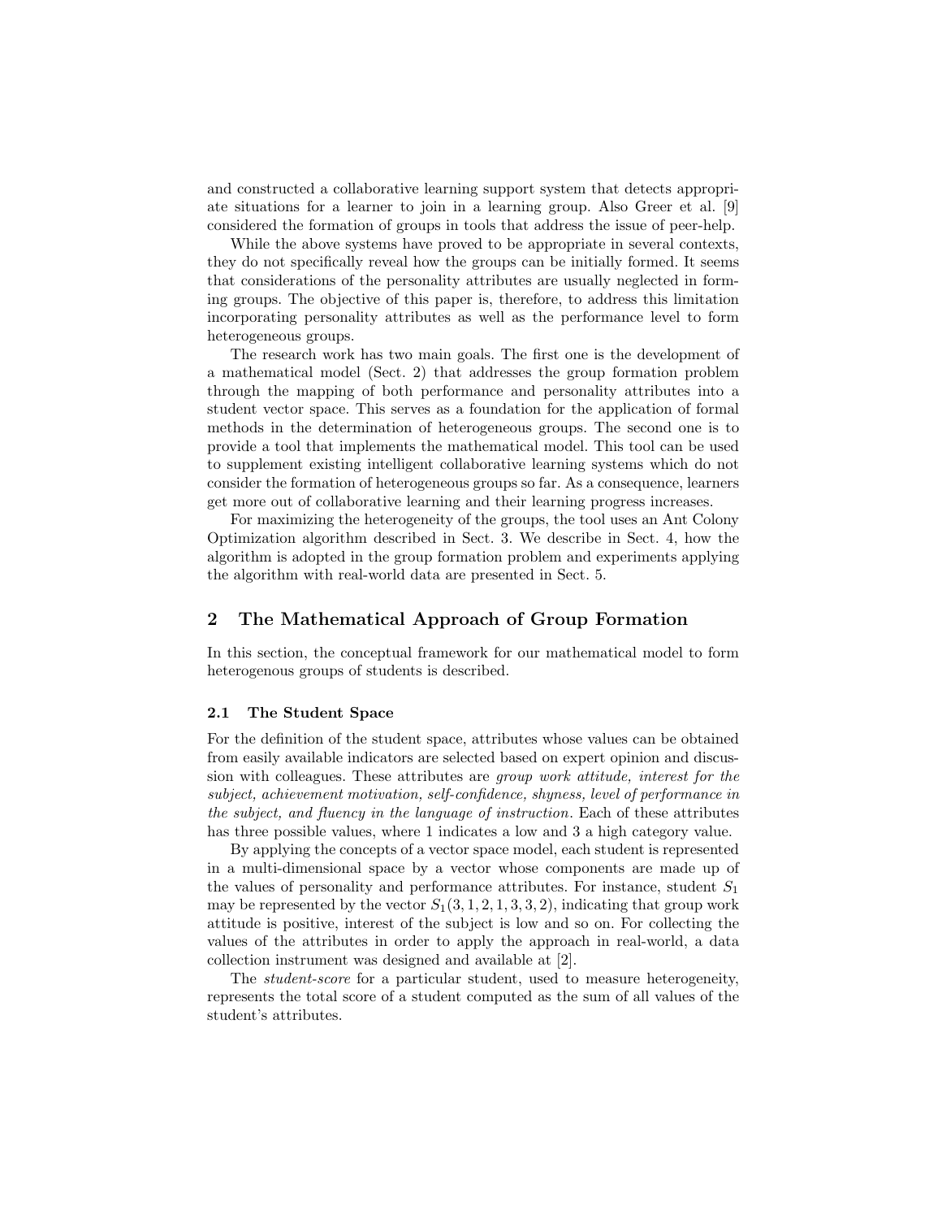and constructed a collaborative learning support system that detects appropriate situations for a learner to join in a learning group. Also Greer et al. [9] considered the formation of groups in tools that address the issue of peer-help.

While the above systems have proved to be appropriate in several contexts, they do not specifically reveal how the groups can be initially formed. It seems that considerations of the personality attributes are usually neglected in forming groups. The objective of this paper is, therefore, to address this limitation incorporating personality attributes as well as the performance level to form heterogeneous groups.

The research work has two main goals. The first one is the development of a mathematical model (Sect. 2) that addresses the group formation problem through the mapping of both performance and personality attributes into a student vector space. This serves as a foundation for the application of formal methods in the determination of heterogeneous groups. The second one is to provide a tool that implements the mathematical model. This tool can be used to supplement existing intelligent collaborative learning systems which do not consider the formation of heterogeneous groups so far. As a consequence, learners get more out of collaborative learning and their learning progress increases.

For maximizing the heterogeneity of the groups, the tool uses an Ant Colony Optimization algorithm described in Sect. 3. We describe in Sect. 4, how the algorithm is adopted in the group formation problem and experiments applying the algorithm with real-world data are presented in Sect. 5.

## 2 The Mathematical Approach of Group Formation

In this section, the conceptual framework for our mathematical model to form heterogenous groups of students is described.

### 2.1 The Student Space

For the definition of the student space, attributes whose values can be obtained from easily available indicators are selected based on expert opinion and discussion with colleagues. These attributes are *group work attitude, interest for the subject, achievement motivation, self-confidence, shyness, level of performance in the subject, and fluency in the language of instruction*. Each of these attributes has three possible values, where 1 indicates a low and 3 a high category value.

By applying the concepts of a vector space model, each student is represented in a multi-dimensional space by a vector whose components are made up of the values of personality and performance attributes. For instance, student $S_1$ may be represented by the vector $S_1(3, 1, 2, 1, 3, 3, 2)$, indicating that group work attitude is positive, interest of the subject is low and so on. For collecting the values of the attributes in order to apply the approach in real-world, a data collection instrument was designed and available at [2].

The *student-score* for a particular student, used to measure heterogeneity, represents the total score of a student computed as the sum of all values of the student's attributes.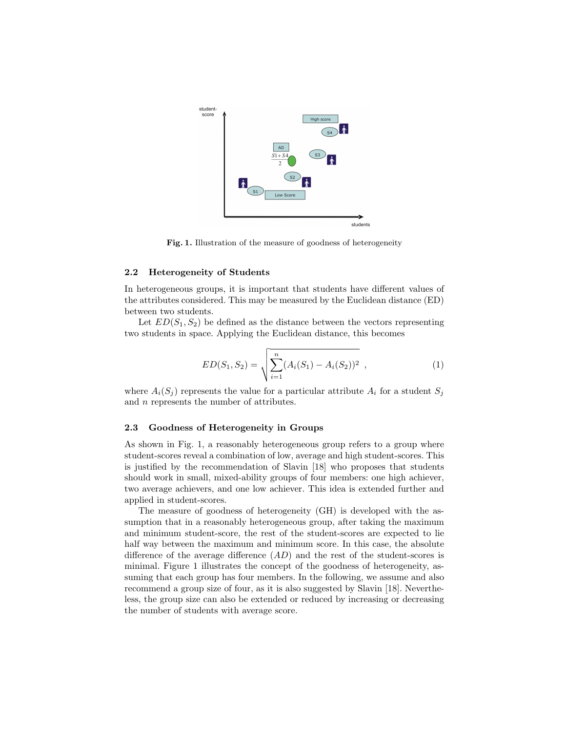**Fig. 1.** Illustration of the measure of goodness of heterogeneity

### 2.2 Heterogeneity of Students

In heterogeneous groups, it is important that students have different values of the attributes considered. This may be measured by the Euclidean distance (ED) between two students.

Let $ED(S_1, S_2)$ be defined as the distance between the vectors representing two students in space. Applying the Euclidean distance, this becomes

$$ED(S_1, S_2) = \sqrt{\sum_{i=1}^{n} (A_i(S_1) - A_i(S_2))^2} \quad , \tag{1}$$

where $A_i(S_j)$ represents the value for a particular attribute $A_i$ for a student $S_j$ and $n$ represents the number of attributes.

### 2.3 Goodness of Heterogeneity in Groups

As shown in Fig. 1, a reasonably heterogeneous group refers to a group where student-scores reveal a combination of low, average and high student-scores. This is justified by the recommendation of Slavin [18] who proposes that students should work in small, mixed-ability groups of four members: one high achiever, two average achievers, and one low achiever. This idea is extended further and applied in student-scores.

The measure of goodness of heterogeneity (GH) is developed with the assumption that in a reasonably heterogeneous group, after taking the maximum and minimum student-score, the rest of the student-scores are expected to lie half way between the maximum and minimum score. In this case, the absolute difference of the average difference ($AD$) and the rest of the student-scores is minimal. Figure 1 illustrates the concept of the goodness of heterogeneity, assuming that each group has four members. In the following, we assume and also recommend a group size of four, as it is also suggested by Slavin [18]. Nevertheless, the group size can also be extended or reduced by increasing or decreasing the number of students with average score.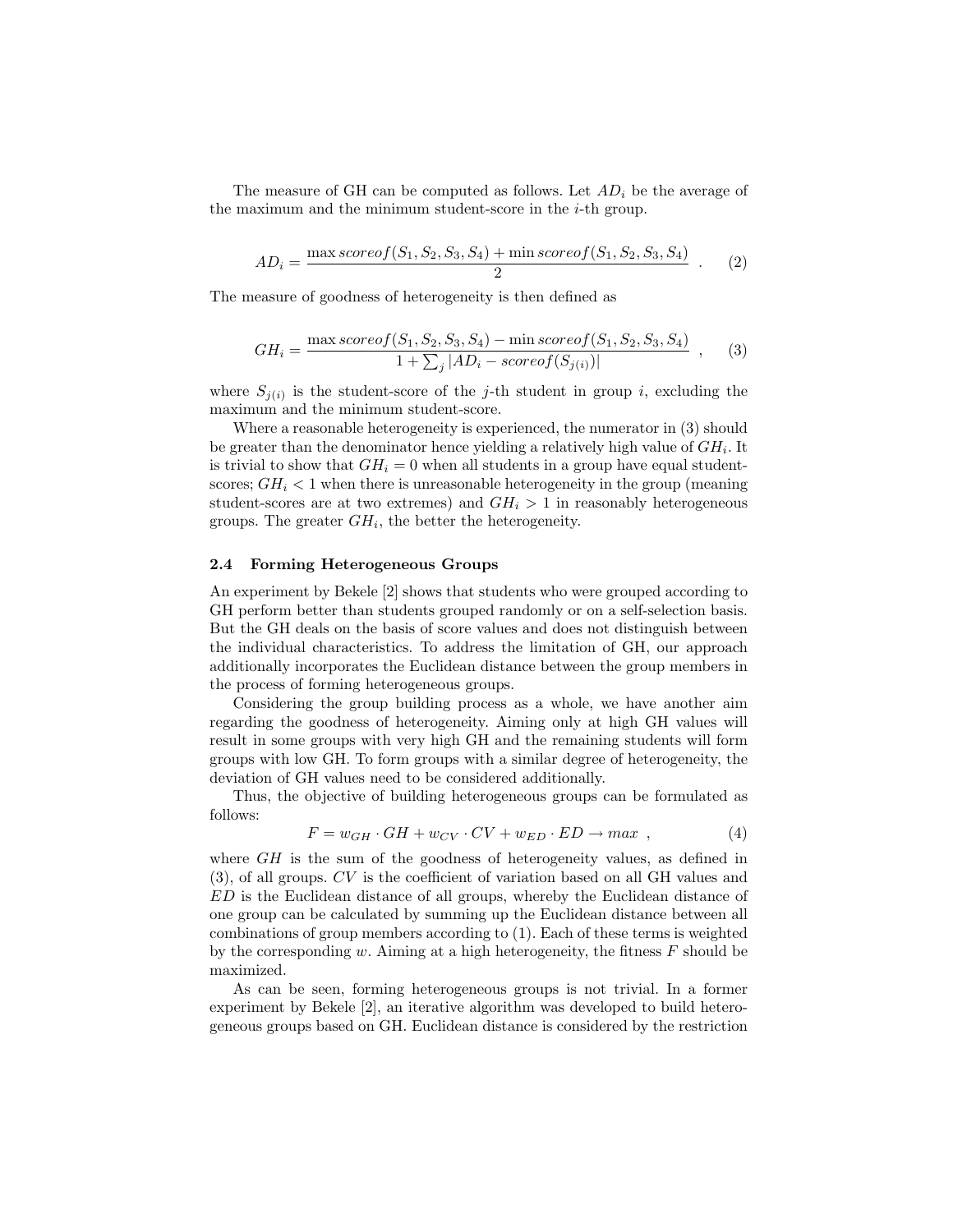The measure of GH can be computed as follows. Let $AD_i$ be the average of the maximum and the minimum student-score in the $i$-th group.

$$AD_i = \frac{\max scoreof(S_1, S_2, S_3, S_4) + \min scoreof(S_1, S_2, S_3, S_4)}{2} \quad . \tag{2}$$

The measure of goodness of heterogeneity is then defined as

$$GH_i = \frac{\max scoreof(S_1, S_2, S_3, S_4) - \min scoreof(S_1, S_2, S_3, S_4)}{1 + \sum_j |AD_i - scoreof(S_{j(i)})|} \quad , \tag{3}$$

where $S_{j(i)}$ is the student-score of the $j$-th student in group $i$, excluding the maximum and the minimum student-score.

Where a reasonable heterogeneity is experienced, the numerator in (3) should be greater than the denominator hence yielding a relatively high value of $GH_i$. It is trivial to show that $GH_i = 0$ when all students in a group have equal student-scores; $GH_i < 1$ when there is unreasonable heterogeneity in the group (meaning student-scores are at two extremes) and $GH_i > 1$ in reasonably heterogeneous groups. The greater $GH_i$, the better the heterogeneity.

### 2.4 Forming Heterogeneous Groups

An experiment by Bekele [2] shows that students who were grouped according to GH perform better than students grouped randomly or on a self-selection basis. But the GH deals on the basis of score values and does not distinguish between the individual characteristics. To address the limitation of GH, our approach additionally incorporates the Euclidean distance between the group members in the process of forming heterogeneous groups.

Considering the group building process as a whole, we have another aim regarding the goodness of heterogeneity. Aiming only at high GH values will result in some groups with very high GH and the remaining students will form groups with low GH. To form groups with a similar degree of heterogeneity, the deviation of GH values need to be considered additionally.

Thus, the objective of building heterogeneous groups can be formulated as follows:

$$F = w_{GH} \cdot GH + w_{CV} \cdot CV + w_{ED} \cdot ED \rightarrow max \quad , \tag{4}$$

where $GH$ is the sum of the goodness of heterogeneity values, as defined in (3), of all groups. $CV$ is the coefficient of variation based on all GH values and $ED$ is the Euclidean distance of all groups, whereby the Euclidean distance of one group can be calculated by summing up the Euclidean distance between all combinations of group members according to (1). Each of these terms is weighted by the corresponding $w$. Aiming at a high heterogeneity, the fitness $F$ should be maximized.

As can be seen, forming heterogeneous groups is not trivial. In a former experiment by Bekele [2], an iterative algorithm was developed to build heterogeneous groups based on GH. Euclidean distance is considered by the restriction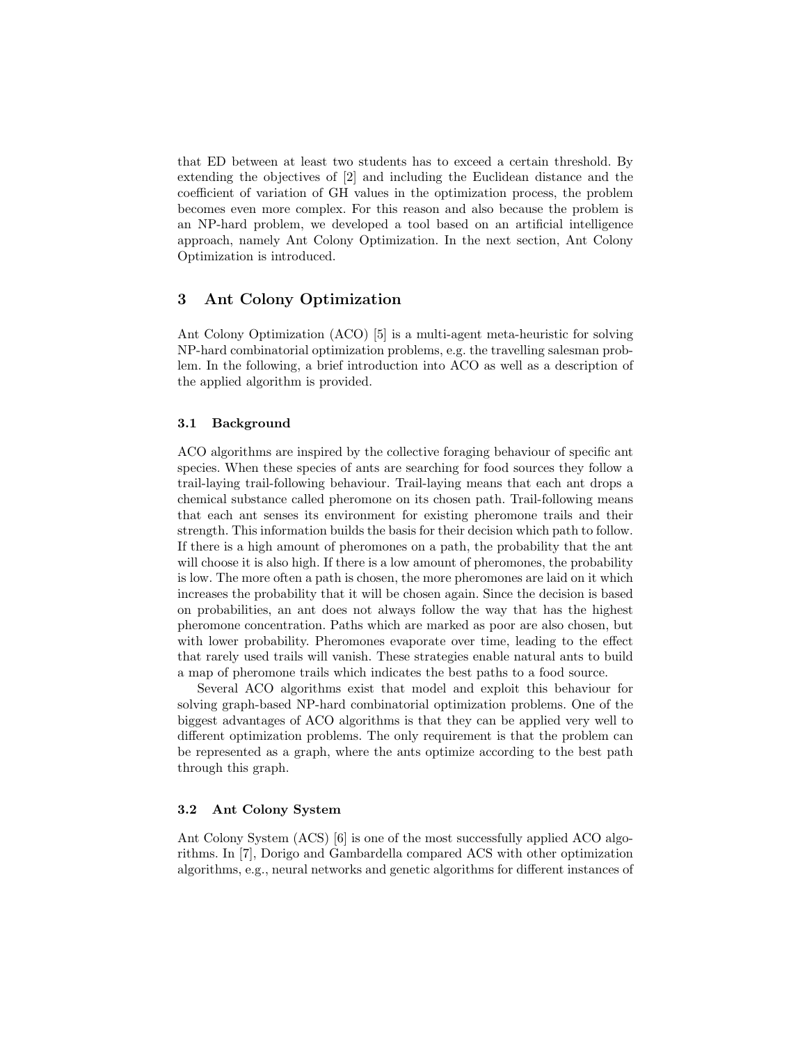that ED between at least two students has to exceed a certain threshold. By extending the objectives of [2] and including the Euclidean distance and the coefficient of variation of GH values in the optimization process, the problem becomes even more complex. For this reason and also because the problem is an NP-hard problem, we developed a tool based on an artificial intelligence approach, namely Ant Colony Optimization. In the next section, Ant Colony Optimization is introduced.

## 3 Ant Colony Optimization

Ant Colony Optimization (ACO) [5] is a multi-agent meta-heuristic for solving NP-hard combinatorial optimization problems, e.g. the travelling salesman problem. In the following, a brief introduction into ACO as well as a description of the applied algorithm is provided.

### 3.1 Background

ACO algorithms are inspired by the collective foraging behaviour of specific ant species. When these species of ants are searching for food sources they follow a trail-laying trail-following behaviour. Trail-laying means that each ant drops a chemical substance called pheromone on its chosen path. Trail-following means that each ant senses its environment for existing pheromone trails and their strength. This information builds the basis for their decision which path to follow. If there is a high amount of pheromones on a path, the probability that the ant will choose it is also high. If there is a low amount of pheromones, the probability is low. The more often a path is chosen, the more pheromones are laid on it which increases the probability that it will be chosen again. Since the decision is based on probabilities, an ant does not always follow the way that has the highest pheromone concentration. Paths which are marked as poor are also chosen, but with lower probability. Pheromones evaporate over time, leading to the effect that rarely used trails will vanish. These strategies enable natural ants to build a map of pheromone trails which indicates the best paths to a food source.

Several ACO algorithms exist that model and exploit this behaviour for solving graph-based NP-hard combinatorial optimization problems. One of the biggest advantages of ACO algorithms is that they can be applied very well to different optimization problems. The only requirement is that the problem can be represented as a graph, where the ants optimize according to the best path through this graph.

### 3.2 Ant Colony System

Ant Colony System (ACS) [6] is one of the most successfully applied ACO algorithms. In [7], Dorigo and Gambardella compared ACS with other optimization algorithms, e.g., neural networks and genetic algorithms for different instances of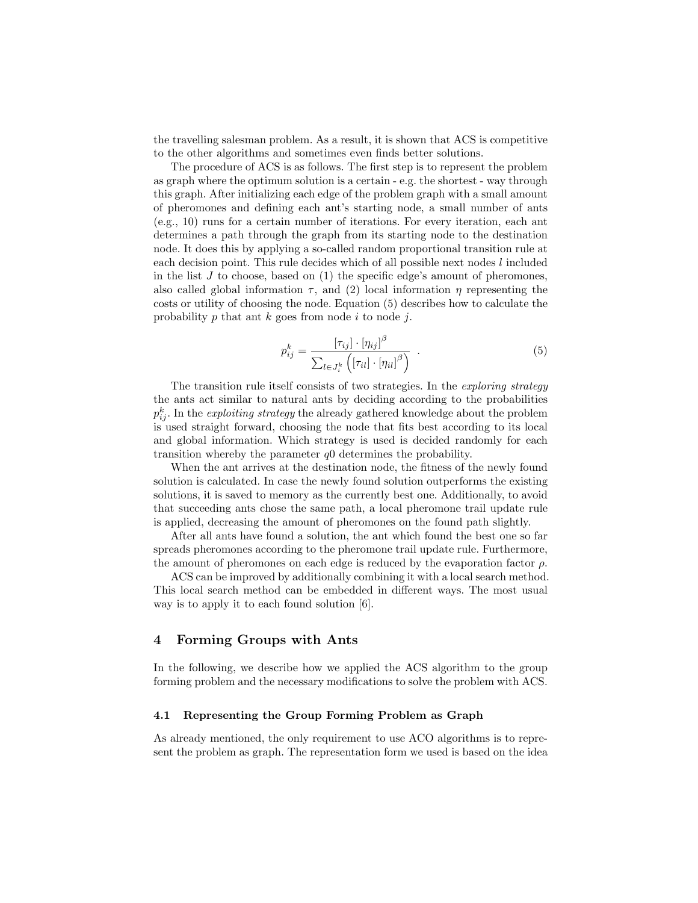the travelling salesman problem. As a result, it is shown that ACS is competitive to the other algorithms and sometimes even finds better solutions.

The procedure of ACS is as follows. The first step is to represent the problem as graph where the optimum solution is a certain - e.g. the shortest - way through this graph. After initializing each edge of the problem graph with a small amount of pheromones and defining each ant's starting node, a small number of ants (e.g., 10) runs for a certain number of iterations. For every iteration, each ant determines a path through the graph from its starting node to the destination node. It does this by applying a so-called random proportional transition rule at each decision point. This rule decides which of all possible next nodes $l$ included in the list $J$ to choose, based on (1) the specific edge's amount of pheromones, also called global information $\tau$, and (2) local information $\eta$ representing the costs or utility of choosing the node. Equation (5) describes how to calculate the probability $p$ that ant $k$ goes from node $i$ to node $j$.

$$p_{ij}^{k} = \frac{[\tau_{ij}] \cdot [\eta_{ij}]^{\beta}}{\sum_{l \in J_i^k} \left( [\tau_{il}] \cdot [\eta_{il}]^{\beta} \right)} \quad . \tag{5}$$

The transition rule itself consists of two strategies. In the *exploring strategy* the ants act similar to natural ants by deciding according to the probabilities $p_{ij}^{k}$. In the *exploiting strategy* the already gathered knowledge about the problem is used straight forward, choosing the node that fits best according to its local and global information. Which strategy is used is decided randomly for each transition whereby the parameter $q0$ determines the probability.

When the ant arrives at the destination node, the fitness of the newly found solution is calculated. In case the newly found solution outperforms the existing solutions, it is saved to memory as the currently best one. Additionally, to avoid that succeeding ants chose the same path, a local pheromone trail update rule is applied, decreasing the amount of pheromones on the found path slightly.

After all ants have found a solution, the ant which found the best one so far spreads pheromones according to the pheromone trail update rule. Furthermore, the amount of pheromones on each edge is reduced by the evaporation factor $\rho$.

ACS can be improved by additionally combining it with a local search method. This local search method can be embedded in different ways. The most usual way is to apply it to each found solution [6].

## 4 Forming Groups with Ants

In the following, we describe how we applied the ACS algorithm to the group forming problem and the necessary modifications to solve the problem with ACS.

### 4.1 Representing the Group Forming Problem as Graph

As already mentioned, the only requirement to use ACO algorithms is to represent the problem as graph. The representation form we used is based on the idea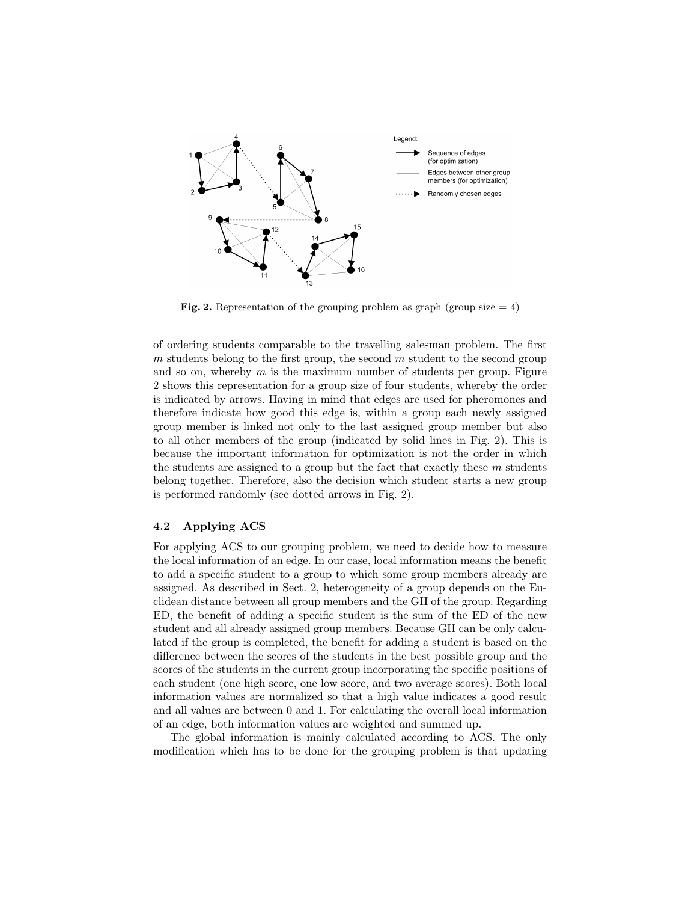Legend:

Sequence of edges (for optimization)

Edges between other group members (for optimization)

Randomly chosen edges

1 2 3 4 5 6 7 8 9 10 11 12 13 14 15 16

**Fig. 2.** Representation of the grouping problem as graph (group size = 4)

of ordering students comparable to the travelling salesman problem. The first $m$ students belong to the first group, the second $m$ student to the second group and so on, whereby $m$ is the maximum number of students per group. Figure 2 shows this representation for a group size of four students, whereby the order is indicated by arrows. Having in mind that edges are used for pheromones and therefore indicate how good this edge is, within a group each newly assigned group member is linked not only to the last assigned group member but also to all other members of the group (indicated by solid lines in Fig. 2). This is because the important information for optimization is not the order in which the students are assigned to a group but the fact that exactly these $m$ students belong together. Therefore, also the decision which student starts a new group is performed randomly (see dotted arrows in Fig. 2).

### 4.2 Applying ACS

For applying ACS to our grouping problem, we need to decide how to measure the local information of an edge. In our case, local information means the benefit to add a specific student to a group to which some group members already are assigned. As described in Sect. 2, heterogeneity of a group depends on the Euclidean distance between all group members and the GH of the group. Regarding ED, the benefit of adding a specific student is the sum of the ED of the new student and all already assigned group members. Because GH can be only calculated if the group is completed, the benefit for adding a student is based on the difference between the scores of the students in the best possible group and the scores of the students in the current group incorporating the specific positions of each student (one high score, one low score, and two average scores). Both local information values are normalized so that a high value indicates a good result and all values are between 0 and 1. For calculating the overall local information of an edge, both information values are weighted and summed up.

The global information is mainly calculated according to ACS. The only modification which has to be done for the grouping problem is that updating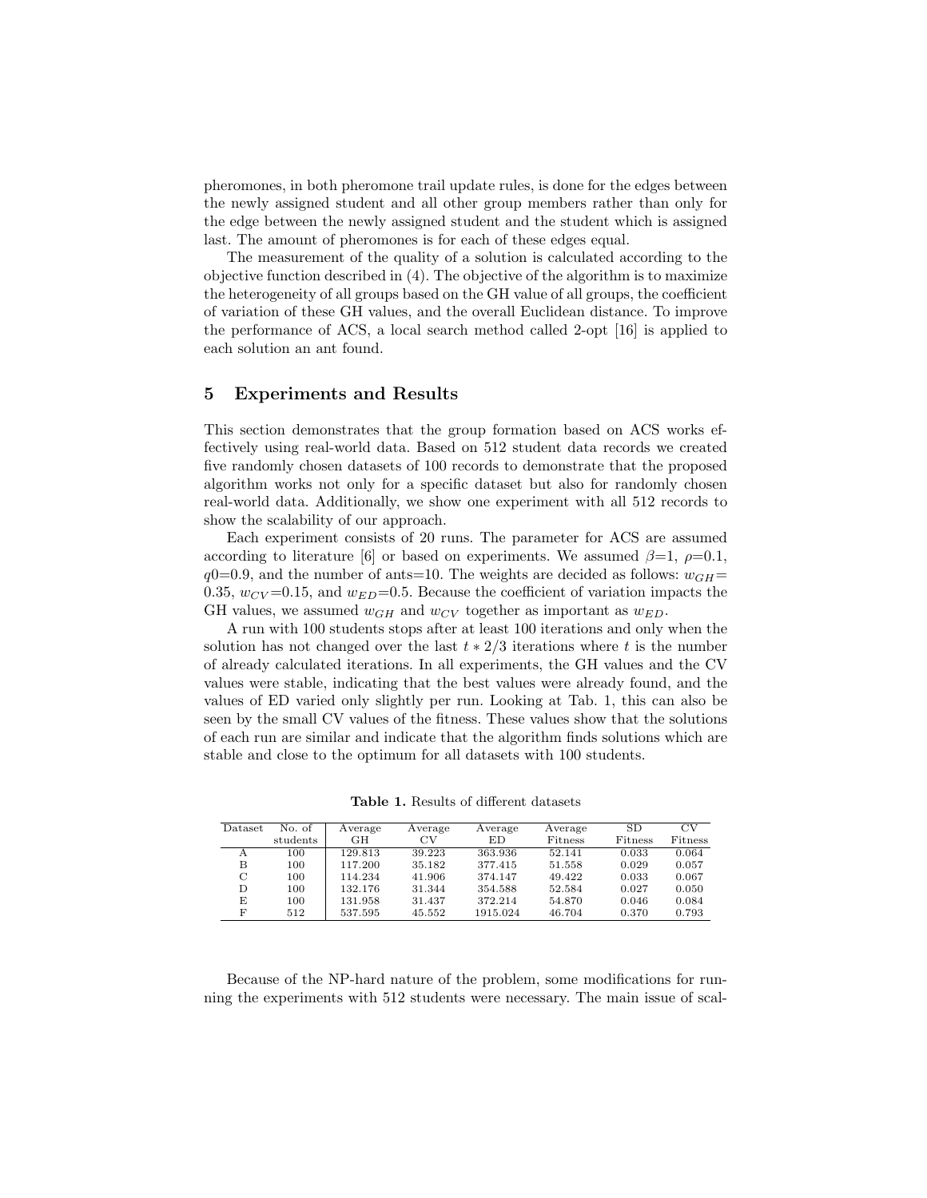pheromones, in both pheromone trail update rules, is done for the edges between the newly assigned student and all other group members rather than only for the edge between the newly assigned student and the student which is assigned last. The amount of pheromones is for each of these edges equal.

The measurement of the quality of a solution is calculated according to the objective function described in (4). The objective of the algorithm is to maximize the heterogeneity of all groups based on the GH value of all groups, the coefficient of variation of these GH values, and the overall Euclidean distance. To improve the performance of ACS, a local search method called 2-opt [16] is applied to each solution an ant found.

## 5 Experiments and Results

This section demonstrates that the group formation based on ACS works effectively using real-world data. Based on 512 student data records we created five randomly chosen datasets of 100 records to demonstrate that the proposed algorithm works not only for a specific dataset but also for randomly chosen real-world data. Additionally, we show one experiment with all 512 records to show the scalability of our approach.

Each experiment consists of 20 runs. The parameter for ACS are assumed according to literature [6] or based on experiments. We assumed $\beta$=1, $\rho$=0.1, $q0$=0.9, and the number of ants=10. The weights are decided as follows: $w_{GH}$= 0.35, $w_{CV}$=0.15, and $w_{ED}$=0.5. Because the coefficient of variation impacts the GH values, we assumed $w_{GH}$ and $w_{CV}$ together as important as $w_{ED}$.

A run with 100 students stops after at least 100 iterations and only when the solution has not changed over the last $t * 2/3$ iterations where $t$ is the number of already calculated iterations. In all experiments, the GH values and the CV values were stable, indicating that the best values were already found, and the values of ED varied only slightly per run. Looking at Tab. 1, this can also be seen by the small CV values of the fitness. These values show that the solutions of each run are similar and indicate that the algorithm finds solutions which are stable and close to the optimum for all datasets with 100 students.

**Table 1.** Results of different datasets

| Dataset | No. of students | Average GH | Average CV | Average ED | Average Fitness | SD Fitness | CV Fitness |
|---|---|---|---|---|---|---|---|
| A | 100 | 129.813 | 39.223 | 363.936 | 52.141 | 0.033 | 0.064 |
| B | 100 | 117.200 | 35.182 | 377.415 | 51.558 | 0.029 | 0.057 |
| C | 100 | 114.234 | 41.906 | 374.147 | 49.422 | 0.033 | 0.067 |
| D | 100 | 132.176 | 31.344 | 354.588 | 52.584 | 0.027 | 0.050 |
| E | 100 | 131.958 | 31.437 | 372.214 | 54.870 | 0.046 | 0.084 |
| F | 512 | 537.595 | 45.552 | 1915.024 | 46.704 | 0.370 | 0.793 |

Because of the NP-hard nature of the problem, some modifications for running the experiments with 512 students were necessary. The main issue of scal-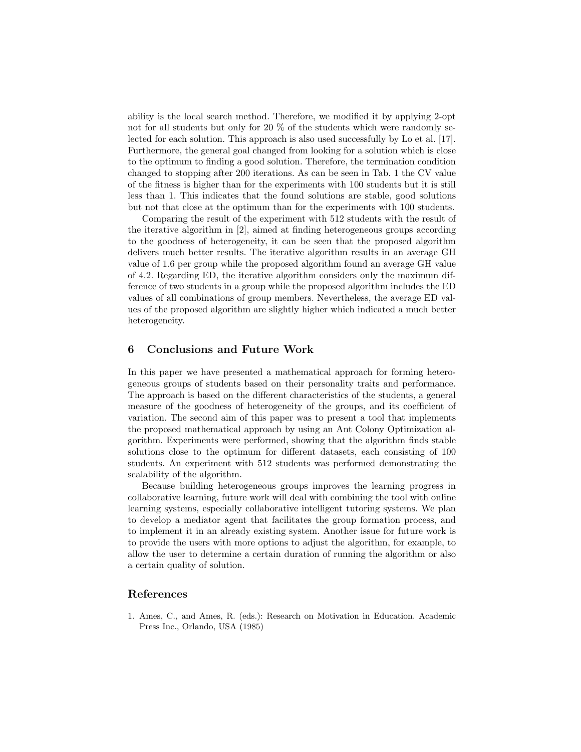ability is the local search method. Therefore, we modified it by applying 2-opt not for all students but only for 20 % of the students which were randomly selected for each solution. This approach is also used successfully by Lo et al. [17]. Furthermore, the general goal changed from looking for a solution which is close to the optimum to finding a good solution. Therefore, the termination condition changed to stopping after 200 iterations. As can be seen in Tab. 1 the CV value of the fitness is higher than for the experiments with 100 students but it is still less than 1. This indicates that the found solutions are stable, good solutions but not that close at the optimum than for the experiments with 100 students.

Comparing the result of the experiment with 512 students with the result of the iterative algorithm in [2], aimed at finding heterogeneous groups according to the goodness of heterogeneity, it can be seen that the proposed algorithm delivers much better results. The iterative algorithm results in an average GH value of 1.6 per group while the proposed algorithm found an average GH value of 4.2. Regarding ED, the iterative algorithm considers only the maximum difference of two students in a group while the proposed algorithm includes the ED values of all combinations of group members. Nevertheless, the average ED values of the proposed algorithm are slightly higher which indicated a much better heterogeneity.

## 6 Conclusions and Future Work

In this paper we have presented a mathematical approach for forming heterogeneous groups of students based on their personality traits and performance. The approach is based on the different characteristics of the students, a general measure of the goodness of heterogeneity of the groups, and its coefficient of variation. The second aim of this paper was to present a tool that implements the proposed mathematical approach by using an Ant Colony Optimization algorithm. Experiments were performed, showing that the algorithm finds stable solutions close to the optimum for different datasets, each consisting of 100 students. An experiment with 512 students was performed demonstrating the scalability of the algorithm.

Because building heterogeneous groups improves the learning progress in collaborative learning, future work will deal with combining the tool with online learning systems, especially collaborative intelligent tutoring systems. We plan to develop a mediator agent that facilitates the group formation process, and to implement it in an already existing system. Another issue for future work is to provide the users with more options to adjust the algorithm, for example, to allow the user to determine a certain duration of running the algorithm or also a certain quality of solution.

## References

1. Ames, C., and Ames, R. (eds.): Research on Motivation in Education. Academic Press Inc., Orlando, USA (1985)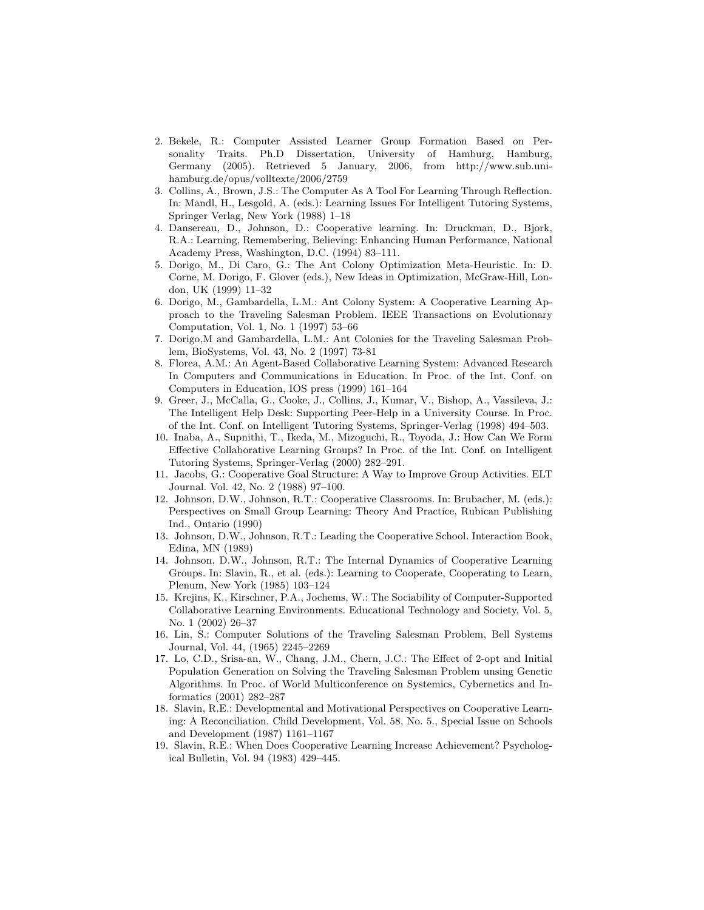2. Bekele, R.: Computer Assisted Learner Group Formation Based on Personality Traits. Ph.D Dissertation, University of Hamburg, Hamburg, Germany (2005). Retrieved 5 January, 2006, from http://www.sub.uni-hamburg.de/opus/volltexte/2006/2759
3. Collins, A., Brown, J.S.: The Computer As A Tool For Learning Through Reflection. In: Mandl, H., Lesgold, A. (eds.): Learning Issues For Intelligent Tutoring Systems, Springer Verlag, New York (1988) 1–18
4. Dansereau, D., Johnson, D.: Cooperative learning. In: Druckman, D., Bjork, R.A.: Learning, Remembering, Believing: Enhancing Human Performance, National Academy Press, Washington, D.C. (1994) 83–111.
5. Dorigo, M., Di Caro, G.: The Ant Colony Optimization Meta-Heuristic. In: D. Corne, M. Dorigo, F. Glover (eds.), New Ideas in Optimization, McGraw-Hill, London, UK (1999) 11–32
6. Dorigo, M., Gambardella, L.M.: Ant Colony System: A Cooperative Learning Approach to the Traveling Salesman Problem. IEEE Transactions on Evolutionary Computation, Vol. 1, No. 1 (1997) 53–66
7. Dorigo,M and Gambardella, L.M.: Ant Colonies for the Traveling Salesman Problem, BioSystems, Vol. 43, No. 2 (1997) 73-81
8. Florea, A.M.: An Agent-Based Collaborative Learning System: Advanced Research In Computers and Communications in Education. In Proc. of the Int. Conf. on Computers in Education, IOS press (1999) 161–164
9. Greer, J., McCalla, G., Cooke, J., Collins, J., Kumar, V., Bishop, A., Vassileva, J.: The Intelligent Help Desk: Supporting Peer-Help in a University Course. In Proc. of the Int. Conf. on Intelligent Tutoring Systems, Springer-Verlag (1998) 494–503.
10. Inaba, A., Supnithi, T., Ikeda, M., Mizoguchi, R., Toyoda, J.: How Can We Form Effective Collaborative Learning Groups? In Proc. of the Int. Conf. on Intelligent Tutoring Systems, Springer-Verlag (2000) 282–291.
11. Jacobs, G.: Cooperative Goal Structure: A Way to Improve Group Activities. ELT Journal. Vol. 42, No. 2 (1988) 97–100.
12. Johnson, D.W., Johnson, R.T.: Cooperative Classrooms. In: Brubacher, M. (eds.): Perspectives on Small Group Learning: Theory And Practice, Rubican Publishing Ind., Ontario (1990)
13. Johnson, D.W., Johnson, R.T.: Leading the Cooperative School. Interaction Book, Edina, MN (1989)
14. Johnson, D.W., Johnson, R.T.: The Internal Dynamics of Cooperative Learning Groups. In: Slavin, R., et al. (eds.): Learning to Cooperate, Cooperating to Learn, Plenum, New York (1985) 103–124
15. Krejins, K., Kirschner, P.A., Jochems, W.: The Sociability of Computer-Supported Collaborative Learning Environments. Educational Technology and Society, Vol. 5, No. 1 (2002) 26–37
16. Lin, S.: Computer Solutions of the Traveling Salesman Problem, Bell Systems Journal, Vol. 44, (1965) 2245–2269
17. Lo, C.D., Srisa-an, W., Chang, J.M., Chern, J.C.: The Effect of 2-opt and Initial Population Generation on Solving the Traveling Salesman Problem using Genetic Algorithms. In Proc. of World Multiconference on Systemics, Cybernetics and Informatics (2001) 282–287
18. Slavin, R.E.: Developmental and Motivational Perspectives on Cooperative Learning: A Reconciliation. Child Development, Vol. 58, No. 5., Special Issue on Schools and Development (1987) 1161–1167
19. Slavin, R.E.: When Does Cooperative Learning Increase Achievement? Psychological Bulletin, Vol. 94 (1983) 429–445.